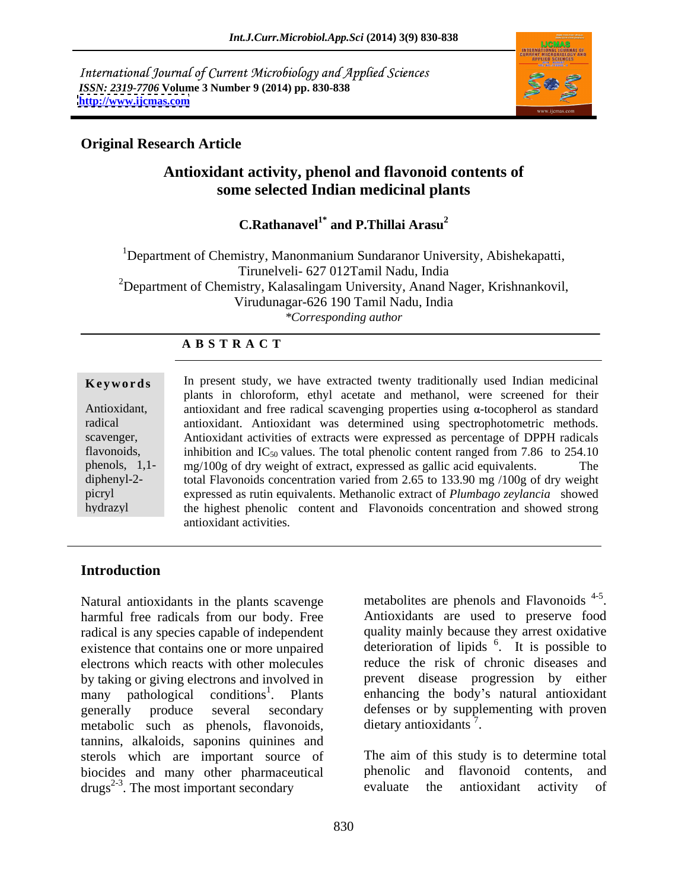International Journal of Current Microbiology and Applied Sciences
*ISSN: 2319-7706* **Volume 3 Number 9 (2014) pp. 830-838**
**http://www.ijcmas.com**

**Original Research Article**

# Antioxidant activity, phenol and flavonoid contents of some selected Indian medicinal plants

**C.Rathanavel[1*] and P.Thillai Arasu[2]**

[1]Department of Chemistry, Manonmanium Sundaranor University, Abishekapatti, Tirunelveli- 627 012Tamil Nadu, India

[2]Department of Chemistry, Kalasalingam University, Anand Nager, Krishnankovil, Virudunagar-626 190 Tamil Nadu, India

*\*Corresponding author*

**A B S T R A C T**

**Keywords**

Antioxidant, radical scavenger, flavonoids, phenols, 1,1-diphenyl-2-picryl hydrazyl

In present study, we have extracted twenty traditionally used Indian medicinal plants in chloroform, ethyl acetate and methanol, were screened for their antioxidant and free radical scavenging properties using α-tocopherol as standard antioxidant. Antioxidant was determined using spectrophotometric methods. Antioxidant activities of extracts were expressed as percentage of DPPH radicals inhibition and $IC_{50}$ values. The total phenolic content ranged from 7.86 to 254.10 mg/100g of dry weight of extract, expressed as gallic acid equivalents. The total Flavonoids concentration varied from 2.65 to 133.90 mg /100g of dry weight expressed as rutin equivalents. Methanolic extract of *Plumbago zeylancia* showed the highest phenolic content and Flavonoids concentration and showed strong antioxidant activities.

## Introduction

Natural antioxidants in the plants scavenge harmful free radicals from our body. Free radical is any species capable of independent existence that contains one or more unpaired electrons which reacts with other molecules by taking or giving electrons and involved in many pathological conditions[1]. Plants generally produce several secondary metabolic such as phenols, flavonoids, tannins, alkaloids, saponins quinines and sterols which are important source of biocides and many other pharmaceutical drugs[2-3]. The most important secondary metabolites are phenols and Flavonoids [4-5]. Antioxidants are used to preserve food quality mainly because they arrest oxidative deterioration of lipids [6]. It is possible to reduce the risk of chronic diseases and prevent disease progression by either enhancing the body's natural antioxidant defenses or by supplementing with proven dietary antioxidants [7].

The aim of this study is to determine total phenolic and flavonoid contents, and evaluate the antioxidant activity of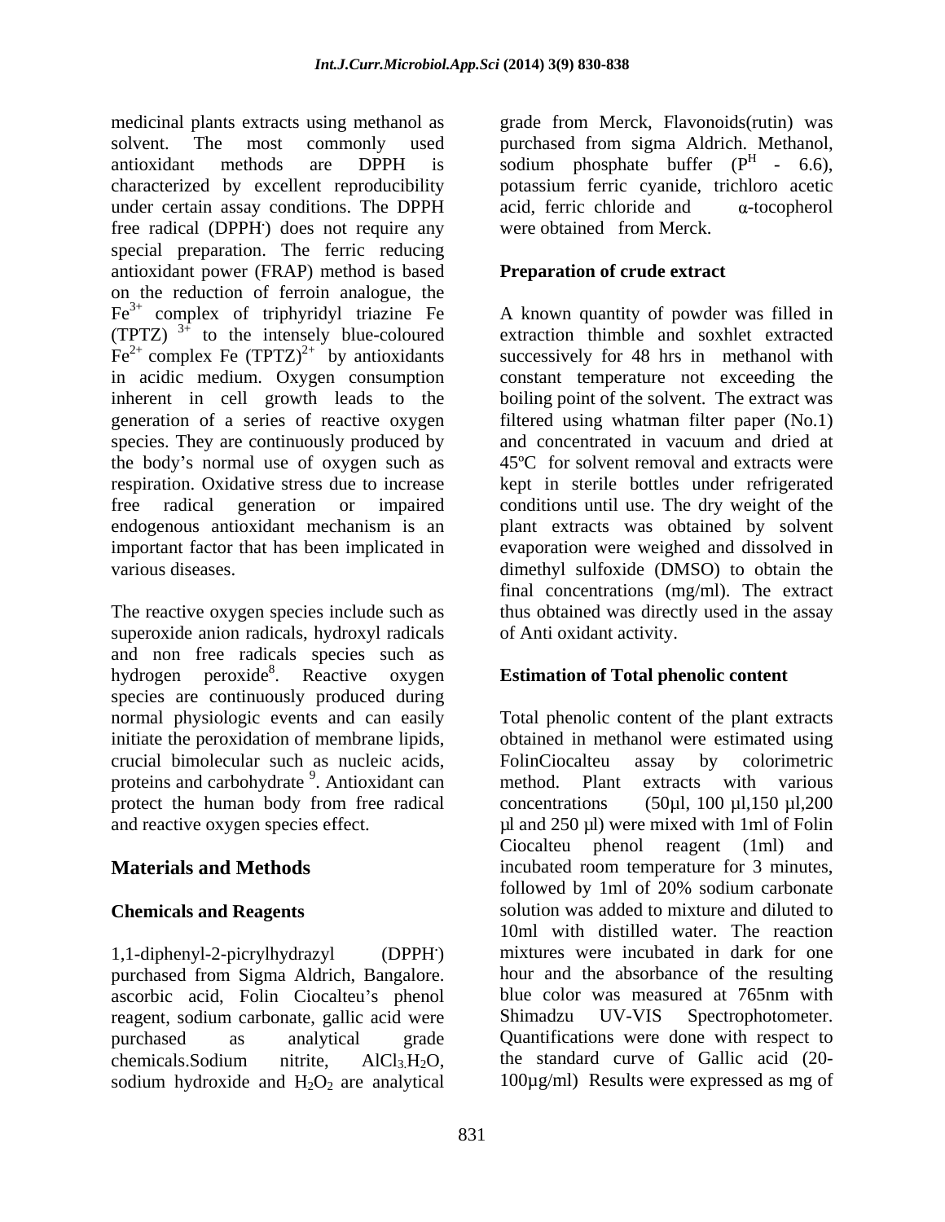medicinal plants extracts using methanol as solvent. The most commonly used antioxidant methods are DPPH is characterized by excellent reproducibility under certain assay conditions. The DPPH free radical (DPPH$^{\cdot}$) does not require any special preparation. The ferric reducing antioxidant power (FRAP) method is based on the reduction of ferroin analogue, the $Fe^{3+}$ complex of triphyridyl triazine Fe (TPTZ) $^{3+}$ to the intensely blue-coloured $Fe^{2+}$ complex Fe $(TPTZ)^{2+}$ by antioxidants in acidic medium. Oxygen consumption inherent in cell growth leads to the generation of a series of reactive oxygen species. They are continuously produced by the body's normal use of oxygen such as respiration. Oxidative stress due to increase free radical generation or impaired endogenous antioxidant mechanism is an important factor that has been implicated in various diseases.

The reactive oxygen species include such as superoxide anion radicals, hydroxyl radicals and non free radicals species such as hydrogen peroxide[8]. Reactive oxygen species are continuously produced during normal physiologic events and can easily initiate the peroxidation of membrane lipids, crucial bimolecular such as nucleic acids, proteins and carbohydrate [9]. Antioxidant can protect the human body from free radical and reactive oxygen species effect.

## Materials and Methods

### Chemicals and Reagents

1,1-diphenyl-2-picrylhydrazyl (DPPH$^{\cdot}$) purchased from Sigma Aldrich, Bangalore. ascorbic acid, Folin Ciocalteu's phenol reagent, sodium carbonate, gallic acid were purchased as analytical grade chemicals.Sodium nitrite, $AlCl_3.H_2O$, sodium hydroxide and $H_2O_2$ are analytical grade from Merck, Flavonoids(rutin) was purchased from sigma Aldrich. Methanol, sodium phosphate buffer ($P^H$ - 6.6), potassium ferric cyanide, trichloro acetic acid, ferric chloride and α-tocopherol were obtained from Merck.

### Preparation of crude extract

A known quantity of powder was filled in extraction thimble and soxhlet extracted successively for 48 hrs in methanol with constant temperature not exceeding the boiling point of the solvent. The extract was filtered using whatman filter paper (No.1) and concentrated in vacuum and dried at 45ºC for solvent removal and extracts were kept in sterile bottles under refrigerated conditions until use. The dry weight of the plant extracts was obtained by solvent evaporation were weighed and dissolved in dimethyl sulfoxide (DMSO) to obtain the final concentrations (mg/ml). The extract thus obtained was directly used in the assay of Anti oxidant activity.

### Estimation of Total phenolic content

Total phenolic content of the plant extracts obtained in methanol were estimated using FolinCiocalteu assay by colorimetric method. Plant extracts with various concentrations (50µl, 100 µl,150 µl,200 µl and 250 µl) were mixed with 1ml of Folin Ciocalteu phenol reagent (1ml) and incubated room temperature for 3 minutes, followed by 1ml of 20% sodium carbonate solution was added to mixture and diluted to 10ml with distilled water. The reaction mixtures were incubated in dark for one hour and the absorbance of the resulting blue color was measured at 765nm with Shimadzu UV-VIS Spectrophotometer. Quantifications were done with respect to the standard curve of Gallic acid (20-100µg/ml) Results were expressed as mg of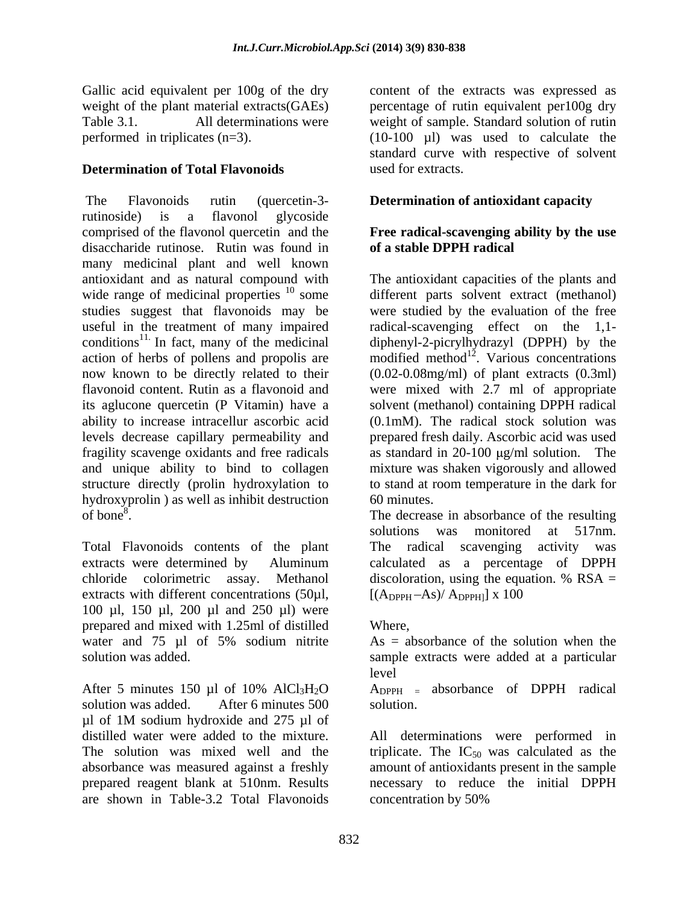Gallic acid equivalent per 100g of the dry weight of the plant material extracts(GAEs) Table 3.1. All determinations were performed in triplicates (n=3).

**Determination of Total Flavonoids**

The Flavonoids rutin (quercetin-3-rutinoside) is a flavonol glycoside comprised of the flavonol quercetin and the disaccharide rutinose. Rutin was found in many medicinal plant and well known antioxidant and as natural compound with wide range of medicinal properties [10] some studies suggest that flavonoids may be useful in the treatment of many impaired conditions[11.] In fact, many of the medicinal action of herbs of pollens and propolis are now known to be directly related to their flavonoid content. Rutin as a flavonoid and its aglucone quercetin (P Vitamin) have a ability to increase intracellur ascorbic acid levels decrease capillary permeability and fragility scavenge oxidants and free radicals and unique ability to bind to collagen structure directly (prolin hydroxylation to hydroxyprolin ) as well as inhibit destruction of bone[8].

Total Flavonoids contents of the plant extracts were determined by Aluminum chloride colorimetric assay. Methanol extracts with different concentrations (50µl, 100 µl, 150 µl, 200 µl and 250 µl) were prepared and mixed with 1.25ml of distilled water and 75 µl of 5% sodium nitrite solution was added.

After 5 minutes 150 µl of 10% $AlCl_3H_2O$ solution was added. After 6 minutes 500 µl of 1M sodium hydroxide and 275 µl of distilled water were added to the mixture. The solution was mixed well and the absorbance was measured against a freshly prepared reagent blank at 510nm. Results are shown in Table-3.2 Total Flavonoids content of the extracts was expressed as percentage of rutin equivalent per100g dry weight of sample. Standard solution of rutin (10-100 µl) was used to calculate the standard curve with respective of solvent used for extracts.

**Determination of antioxidant capacity**

**Free radical-scavenging ability by the use of a stable DPPH radical**

The antioxidant capacities of the plants and different parts solvent extract (methanol) were studied by the evaluation of the free radical-scavenging effect on the 1,1-diphenyl-2-picrylhydrazyl (DPPH) by the modified method[12]. Various concentrations (0.02-0.08mg/ml) of plant extracts (0.3ml) were mixed with 2.7 ml of appropriate solvent (methanol) containing DPPH radical (0.1mM). The radical stock solution was prepared fresh daily. Ascorbic acid was used as standard in 20-100 µg/ml solution. The mixture was shaken vigorously and allowed to stand at room temperature in the dark for 60 minutes.

The decrease in absorbance of the resulting solutions was monitored at 517nm. The radical scavenging activity was calculated as a percentage of DPPH discoloration, using the equation. % RSA = $[(A_{DPPH} - As)/ A_{DPPH}] \times 100$

Where,

As = absorbance of the solution when the sample extracts were added at a particular level

$A_{DPPH}$ = absorbance of DPPH radical solution.

All determinations were performed in triplicate. The $IC_{50}$ was calculated as the amount of antioxidants present in the sample necessary to reduce the initial DPPH concentration by 50%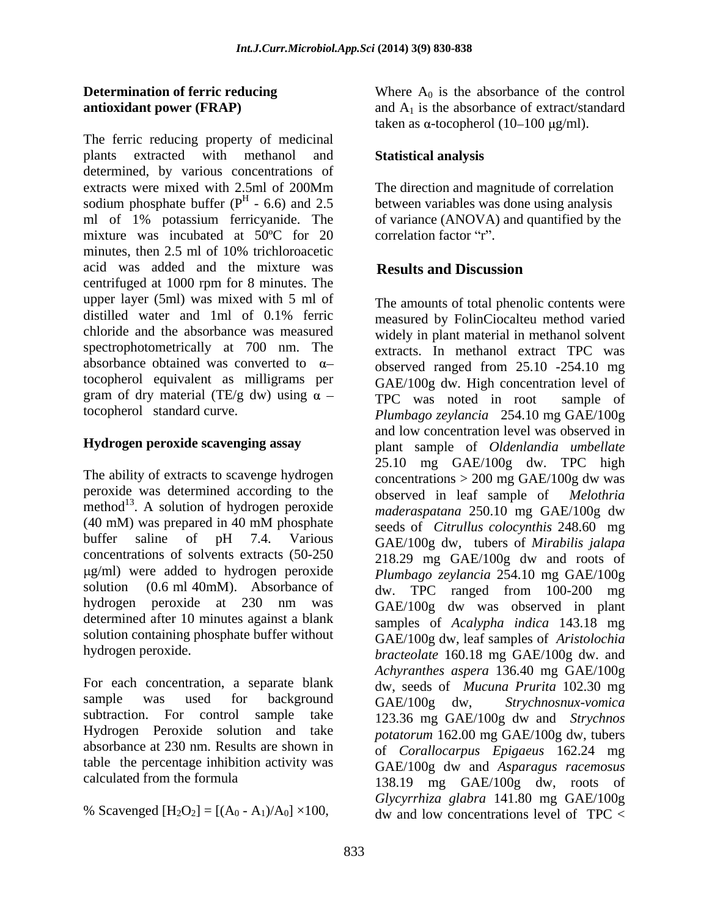### Determination of ferric reducing antioxidant power (FRAP)

The ferric reducing property of medicinal plants extracted with methanol and determined, by various concentrations of extracts were mixed with 2.5ml of 200Mm sodium phosphate buffer ($P^H$ - 6.6) and 2.5 ml of 1% potassium ferricyanide. The mixture was incubated at 50ºC for 20 minutes, then 2.5 ml of 10% trichloroacetic acid was added and the mixture was centrifuged at 1000 rpm for 8 minutes. The upper layer (5ml) was mixed with 5 ml of distilled water and 1ml of 0.1% ferric chloride and the absorbance was measured spectrophotometrically at 700 nm. The absorbance obtained was converted to α–tocopherol equivalent as milligrams per gram of dry material (TE/g dw) using α – tocopherol standard curve.

### Hydrogen peroxide scavenging assay

The ability of extracts to scavenge hydrogen peroxide was determined according to the method[13]. A solution of hydrogen peroxide (40 mM) was prepared in 40 mM phosphate buffer saline of pH 7.4. Various concentrations of solvents extracts (50-250 μg/ml) were added to hydrogen peroxide solution (0.6 ml 40mM). Absorbance of hydrogen peroxide at 230 nm was determined after 10 minutes against a blank solution containing phosphate buffer without hydrogen peroxide.

For each concentration, a separate blank sample was used for background subtraction. For control sample take Hydrogen Peroxide solution and take absorbance at 230 nm. Results are shown in table the percentage inhibition activity was calculated from the formula

$$\% \text{ Scavenged } [H_2O_2] = [(A_0 - A_1)/A_0] \times 100,$$

Where $A_0$ is the absorbance of the control and $A_1$ is the absorbance of extract/standard taken as α-tocopherol (10–100 μg/ml).

### Statistical analysis

The direction and magnitude of correlation between variables was done using analysis of variance (ANOVA) and quantified by the correlation factor "r".

## Results and Discussion

The amounts of total phenolic contents were measured by FolinCiocalteu method varied widely in plant material in methanol solvent extracts. In methanol extract TPC was observed ranged from 25.10 -254.10 mg GAE/100g dw. High concentration level of TPC was noted in root sample of *Plumbago zeylancia* 254.10 mg GAE/100g and low concentration level was observed in plant sample of *Oldenlandia umbellate* 25.10 mg GAE/100g dw. TPC high concentrations > 200 mg GAE/100g dw was observed in leaf sample of *Melothria maderaspatana* 250.10 mg GAE/100g dw seeds of *Citrullus colocynthis* 248.60 mg GAE/100g dw, tubers of *Mirabilis jalapa* 218.29 mg GAE/100g dw and roots of *Plumbago zeylancia* 254.10 mg GAE/100g dw. TPC ranged from 100-200 mg GAE/100g dw was observed in plant samples of *Acalypha indica* 143.18 mg GAE/100g dw, leaf samples of *Aristolochia bracteolate* 160.18 mg GAE/100g dw. and *Achyranthes aspera* 136.40 mg GAE/100g dw, seeds of *Mucuna Prurita* 102.30 mg GAE/100g dw, *Strychnosnux-vomica* 123.36 mg GAE/100g dw and *Strychnos potatorum* 162.00 mg GAE/100g dw, tubers of *Corallocarpus Epigaeus* 162.24 mg GAE/100g dw and *Asparagus racemosus* 138.19 mg GAE/100g dw, roots of *Glycyrrhiza glabra* 141.80 mg GAE/100g dw and low concentrations level of TPC <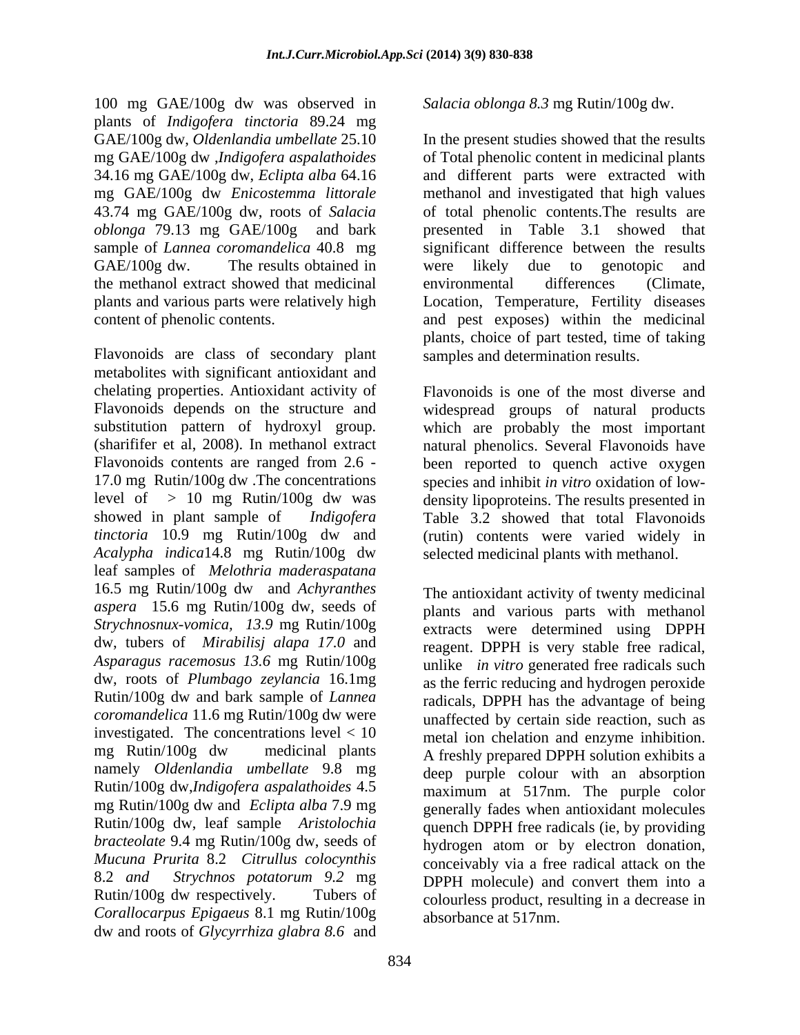100 mg GAE/100g dw was observed in plants of *Indigofera tinctoria* 89.24 mg GAE/100g dw, *Oldenlandia umbellate* 25.10 mg GAE/100g dw ,*Indigofera aspalathoides* 34.16 mg GAE/100g dw, *Eclipta alba* 64.16 mg GAE/100g dw *Enicostemma littorale* 43.74 mg GAE/100g dw, roots of *Salacia oblonga* 79.13 mg GAE/100g and bark sample of *Lannea coromandelica* 40.8 mg GAE/100g dw. The results obtained in the methanol extract showed that medicinal plants and various parts were relatively high content of phenolic contents.

Flavonoids are class of secondary plant metabolites with significant antioxidant and chelating properties. Antioxidant activity of Flavonoids depends on the structure and substitution pattern of hydroxyl group. (sharififer et al, 2008). In methanol extract Flavonoids contents are ranged from 2.6 - 17.0 mg Rutin/100g dw .The concentrations level of > 10 mg Rutin/100g dw was showed in plant sample of *Indigofera tinctoria* 10.9 mg Rutin/100g dw and *Acalypha indica*14.8 mg Rutin/100g dw leaf samples of *Melothria maderaspatana* 16.5 mg Rutin/100g dw and *Achyranthes aspera* 15.6 mg Rutin/100g dw, seeds of *Strychnosnux-vomica, 13.9* mg Rutin/100g dw, tubers of *Mirabilisj alapa 17.0* and *Asparagus racemosus 13.6* mg Rutin/100g dw, roots of *Plumbago zeylancia* 16.1mg Rutin/100g dw and bark sample of *Lannea coromandelica* 11.6 mg Rutin/100g dw were investigated. The concentrations level < 10 mg Rutin/100g dw medicinal plants namely *Oldenlandia umbellate* 9.8 mg Rutin/100g dw,*Indigofera aspalathoides* 4.5 mg Rutin/100g dw and *Eclipta alba* 7.9 mg Rutin/100g dw, leaf sample *Aristolochia bracteolate* 9.4 mg Rutin/100g dw, seeds of *Mucuna Prurita* 8.2 *Citrullus colocynthis* 8.2 *and Strychnos potatorum 9.2* mg Rutin/100g dw respectively. Tubers of *Corallocarpus Epigaeus* 8.1 mg Rutin/100g dw and roots of *Glycyrrhiza glabra 8.6* and *Salacia oblonga 8.3* mg Rutin/100g dw.

In the present studies showed that the results of Total phenolic content in medicinal plants and different parts were extracted with methanol and investigated that high values of total phenolic contents.The results are presented in Table 3.1 showed that significant difference between the results were likely due to genotopic and environmental differences (Climate, Location, Temperature, Fertility diseases and pest exposes) within the medicinal plants, choice of part tested, time of taking samples and determination results.

Flavonoids is one of the most diverse and widespread groups of natural products which are probably the most important natural phenolics. Several Flavonoids have been reported to quench active oxygen species and inhibit *in vitro* oxidation of low-density lipoproteins. The results presented in Table 3.2 showed that total Flavonoids (rutin) contents were varied widely in selected medicinal plants with methanol.

The antioxidant activity of twenty medicinal plants and various parts with methanol extracts were determined using DPPH reagent. DPPH is very stable free radical, unlike *in vitro* generated free radicals such as the ferric reducing and hydrogen peroxide radicals, DPPH has the advantage of being unaffected by certain side reaction, such as metal ion chelation and enzyme inhibition. A freshly prepared DPPH solution exhibits a deep purple colour with an absorption maximum at 517nm. The purple color generally fades when antioxidant molecules quench DPPH free radicals (ie, by providing hydrogen atom or by electron donation, conceivably via a free radical attack on the DPPH molecule) and convert them into a colourless product, resulting in a decrease in absorbance at 517nm.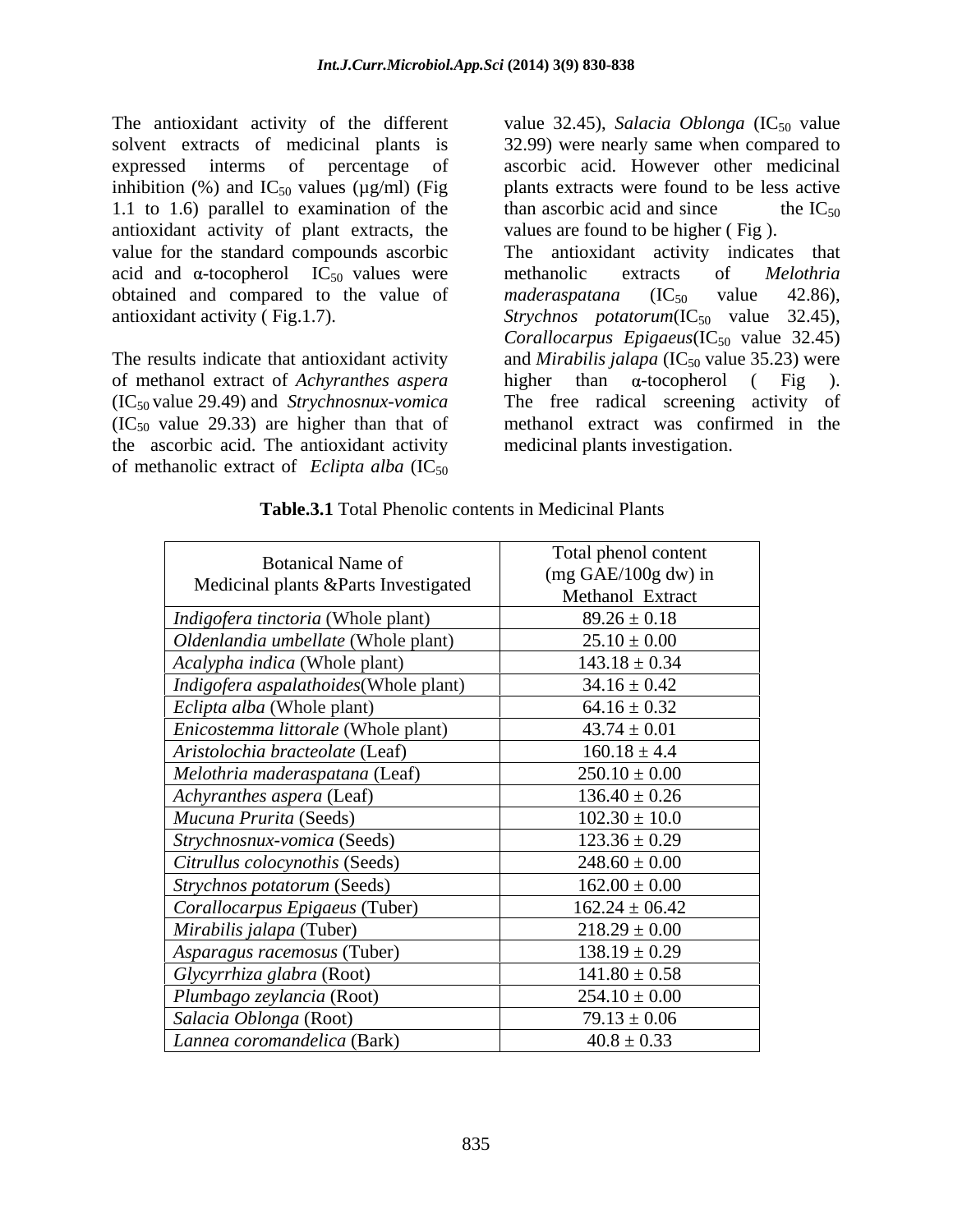The antioxidant activity of the different solvent extracts of medicinal plants is expressed interms of percentage of inhibition (%) and $IC_{50}$ values (µg/ml) (Fig 1.1 to 1.6) parallel to examination of the antioxidant activity of plant extracts, the value for the standard compounds ascorbic acid and α-tocopherol $IC_{50}$ values were obtained and compared to the value of antioxidant activity ( Fig.1.7).

The results indicate that antioxidant activity of methanol extract of *Achyranthes aspera* ($IC_{50}$ value 29.49) and *Strychnosnux-vomica* ($IC_{50}$ value 29.33) are higher than that of the ascorbic acid. The antioxidant activity of methanolic extract of *Eclipta alba* ($IC_{50}$ value 32.45), *Salacia Oblonga* ($IC_{50}$ value 32.99) were nearly same when compared to ascorbic acid. However other medicinal plants extracts were found to be less active than ascorbic acid and since the $IC_{50}$ values are found to be higher ( Fig ).

The antioxidant activity indicates that methanolic extracts of *Melothria maderaspatana* ($IC_{50}$ value 42.86), *Strychnos potatorum*($IC_{50}$ value 32.45), *Corallocarpus Epigaeus*($IC_{50}$ value 32.45) and *Mirabilis jalapa* ($IC_{50}$ value 35.23) were higher than α-tocopherol ( Fig ). The free radical screening activity of methanol extract was confirmed in the medicinal plants investigation.

**Table.3.1** Total Phenolic contents in Medicinal Plants

| Botanical Name of Medicinal plants &Parts Investigated | Total phenol content (mg GAE/100g dw) in Methanol Extract |
|---|---|
| *Indigofera tinctoria* (Whole plant) | 89.26 ± 0.18 |
| *Oldenlandia umbellate* (Whole plant) | 25.10 ± 0.00 |
| *Acalypha indica* (Whole plant) | 143.18 ± 0.34 |
| *Indigofera aspalathoides*(Whole plant) | 34.16 ± 0.42 |
| *Eclipta alba* (Whole plant) | 64.16 ± 0.32 |
| *Enicostemma littorale* (Whole plant) | 43.74 ± 0.01 |
| *Aristolochia bracteolate* (Leaf) | 160.18 ± 4.4 |
| *Melothria maderaspatana* (Leaf) | 250.10 ± 0.00 |
| *Achyranthes aspera* (Leaf) | 136.40 ± 0.26 |
| *Mucuna Prurita* (Seeds) | 102.30 ± 10.0 |
| *Strychnosnux-vomica* (Seeds) | 123.36 ± 0.29 |
| *Citrullus colocynothis* (Seeds) | 248.60 ± 0.00 |
| *Strychnos potatorum* (Seeds) | 162.00 ± 0.00 |
| *Corallocarpus Epigaeus* (Tuber) | 162.24 ± 06.42 |
| *Mirabilis jalapa* (Tuber) | 218.29 ± 0.00 |
| *Asparagus racemosus* (Tuber) | 138.19 ± 0.29 |
| *Glycyrrhiza glabra* (Root) | 141.80 ± 0.58 |
| *Plumbago zeylancia* (Root) | 254.10 ± 0.00 |
| *Salacia Oblonga* (Root) | 79.13 ± 0.06 |
| *Lannea coromandelica* (Bark) | 40.8 ± 0.33 |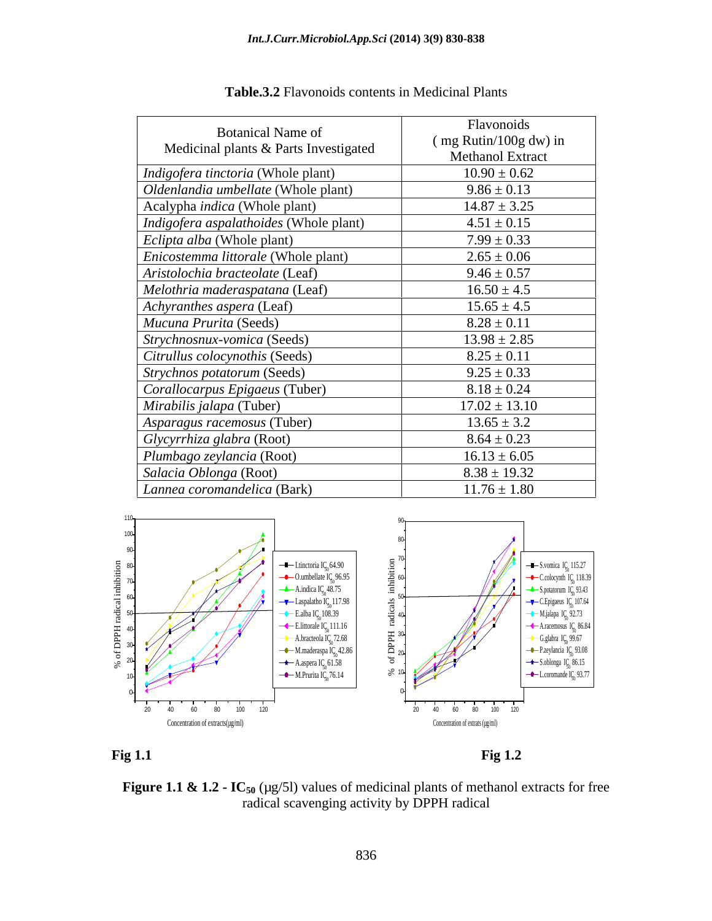**Table.3.2** Flavonoids contents in Medicinal Plants

| Botanical Name of Medicinal plants & Parts Investigated | Flavonoids ( mg Rutin/100g dw) in Methanol Extract |
|---|---|
| *Indigofera tinctoria* (Whole plant) | 10.90 ± 0.62 |
| *Oldenlandia umbellate* (Whole plant) | 9.86 ± 0.13 |
| Acalypha *indica* (Whole plant) | 14.87 ± 3.25 |
| *Indigofera aspalathoides* (Whole plant) | 4.51 ± 0.15 |
| *Eclipta alba* (Whole plant) | 7.99 ± 0.33 |
| *Enicostemma littorale* (Whole plant) | 2.65 ± 0.06 |
| *Aristolochia bracteolate* (Leaf) | 9.46 ± 0.57 |
| *Melothria maderaspatana* (Leaf) | 16.50 ± 4.5 |
| *Achyranthes aspera* (Leaf) | 15.65 ± 4.5 |
| *Mucuna Prurita* (Seeds) | 8.28 ± 0.11 |
| *Strychnosnux-vomica* (Seeds) | 13.98 ± 2.85 |
| *Citrullus colocynothis* (Seeds) | 8.25 ± 0.11 |
| *Strychnos potatorum* (Seeds) | 9.25 ± 0.33 |
| *Corallocarpus Epigaeus* (Tuber) | 8.18 ± 0.24 |
| *Mirabilis jalapa* (Tuber) | 17.02 ± 13.10 |
| *Asparagus racemosus* (Tuber) | 13.65 ± 3.2 |
| *Glycyrrhiza glabra* (Root) | 8.64 ± 0.23 |
| *Plumbago zeylancia* (Root) | 16.13 ± 6.05 |
| *Salacia Oblonga* (Root) | 8.38 ± 19.32 |
| *Lannea coromandelica* (Bark) | 11.76 ± 1.80 |

**Fig 1.1** **Fig 1.2**

**Figure 1.1 & 1.2 - $IC_{50}$** (µg/5l) values of medicinal plants of methanol extracts for free radical scavenging activity by DPPH radical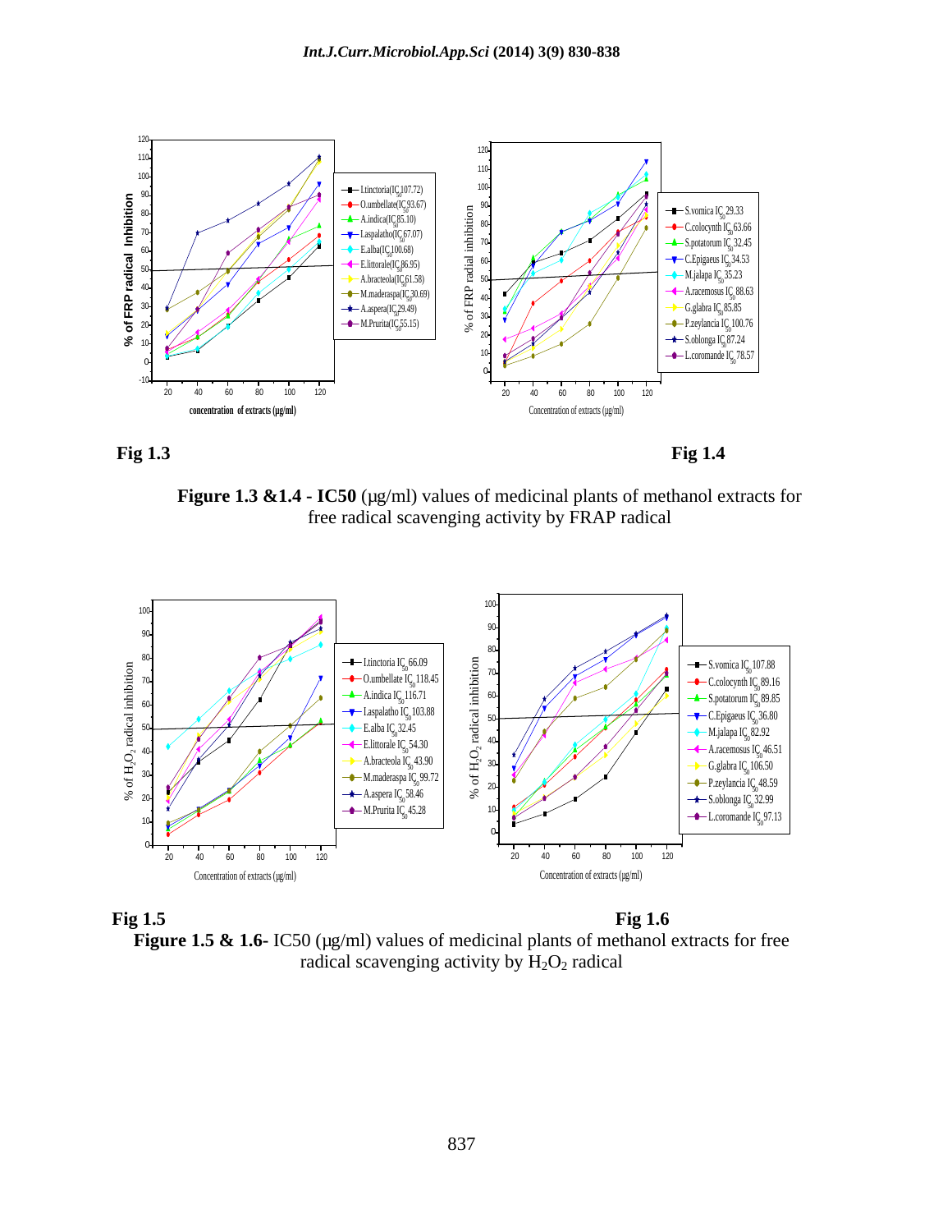**Fig 1.3** **Fig 1.4**

**Figure 1.3 &1.4 - IC50** (µg/ml) values of medicinal plants of methanol extracts for free radical scavenging activity by FRAP radical

**Fig 1.5** **Fig 1.6**

**Figure 1.5 & 1.6-** IC50 (µg/ml) values of medicinal plants of methanol extracts for free radical scavenging activity by $H_2O_2$ radical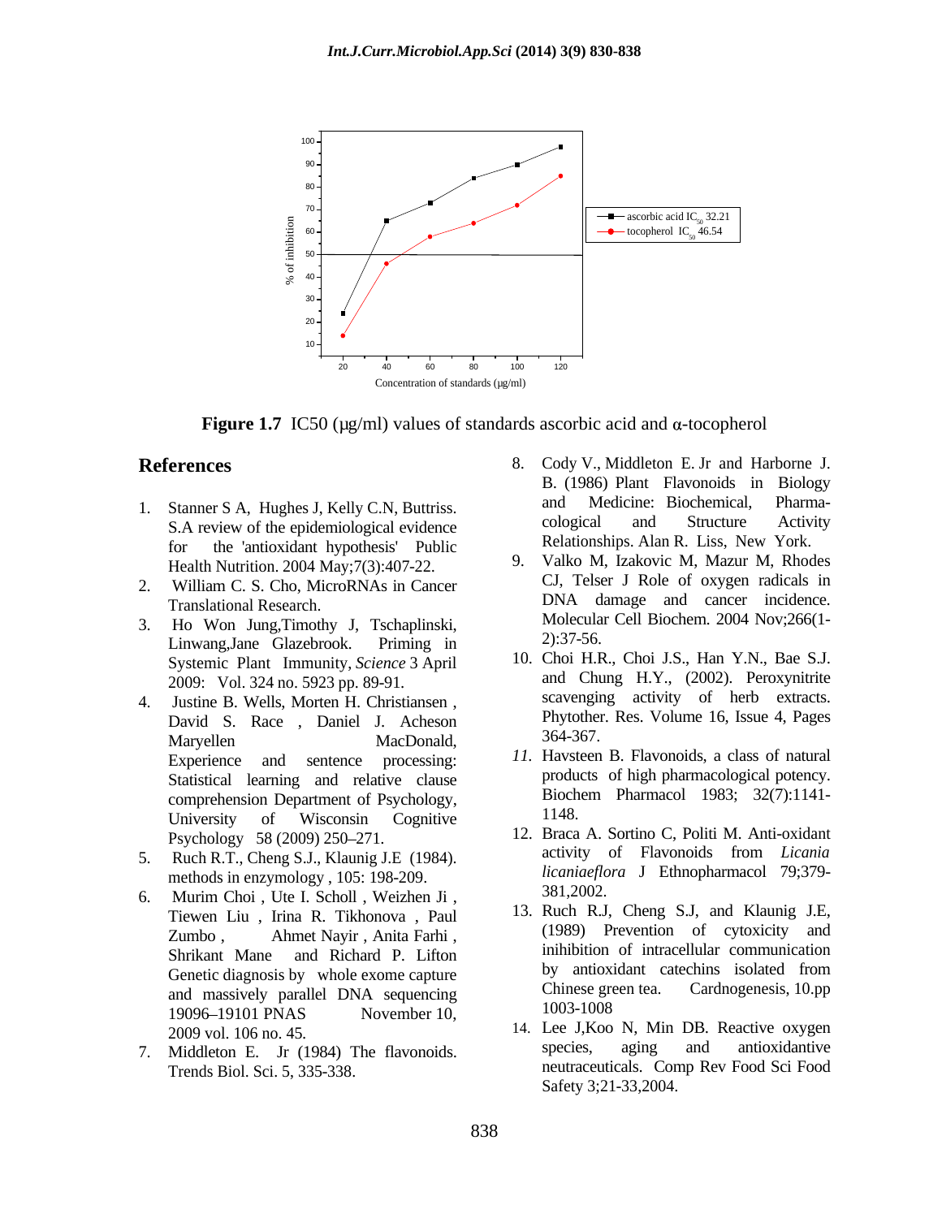100
90
80
70
60
50
40
30
20
10
% of inhibition
20 40 60 80 100 120
Concentration of standards (µg/ml)
ascorbic acid $IC_{50}$ 32.21
tocopherol $IC_{50}$ 46.54

**Figure 1.7** IC50 (µg/ml) values of standards ascorbic acid and α-tocopherol

## References

1. Stanner S A, Hughes J, Kelly C.N, Buttriss. S.A review of the epidemiological evidence for the 'antioxidant hypothesis' Public Health Nutrition. 2004 May;7(3):407-22.
2. William C. S. Cho, MicroRNAs in Cancer Translational Research.
3. Ho Won Jung,Timothy J, Tschaplinski, Linwang,Jane Glazebrook. Priming in Systemic Plant Immunity, *Science* 3 April 2009: Vol. 324 no. 5923 pp. 89-91.
4. Justine B. Wells, Morten H. Christiansen , David S. Race , Daniel J. Acheson Maryellen MacDonald, Experience and sentence processing: Statistical learning and relative clause comprehension Department of Psychology, University of Wisconsin Cognitive Psychology 58 (2009) 250–271.
5. Ruch R.T., Cheng S.J., Klaunig J.E (1984). methods in enzymology , 105: 198-209.
6. Murim Choi , Ute I. Scholl , Weizhen Ji , Tiewen Liu , Irina R. Tikhonova , Paul Zumbo , Ahmet Nayir , Anita Farhi , Shrikant Mane and Richard P. Lifton Genetic diagnosis by whole exome capture and massively parallel DNA sequencing 19096–19101 PNAS November 10, 2009 vol. 106 no. 45.
7. Middleton E. Jr (1984) The flavonoids. Trends Biol. Sci. 5, 335-338.
8. Cody V., Middleton E. Jr and Harborne J. B. (1986) Plant Flavonoids in Biology and Medicine: Biochemical, Pharmacological and Structure Activity Relationships. Alan R. Liss, New York.
9. Valko M, Izakovic M, Mazur M, Rhodes CJ, Telser J Role of oxygen radicals in DNA damage and cancer incidence. Molecular Cell Biochem. 2004 Nov;266(1-2):37-56.
10. Choi H.R., Choi J.S., Han Y.N., Bae S.J. and Chung H.Y., (2002). Peroxynitrite scavenging activity of herb extracts. Phytother. Res. Volume 16, Issue 4, Pages 364-367.
11. Havsteen B. Flavonoids, a class of natural products of high pharmacological potency. Biochem Pharmacol 1983; 32(7):1141-1148.
12. Braca A. Sortino C, Politi M. Anti-oxidant activity of Flavonoids from *Licania licaniaeflora* J Ethnopharmacol 79;379-381,2002.
13. Ruch R.J, Cheng S.J, and Klaunig J.E, (1989) Prevention of cytoxicity and inihibition of intracellular communication by antioxidant catechins isolated from Chinese green tea. Cardnogenesis, 10.pp 1003-1008
14. Lee J,Koo N, Min DB. Reactive oxygen species, aging and antioxidantive neutraceuticals. Comp Rev Food Sci Food Safety 3;21-33,2004.